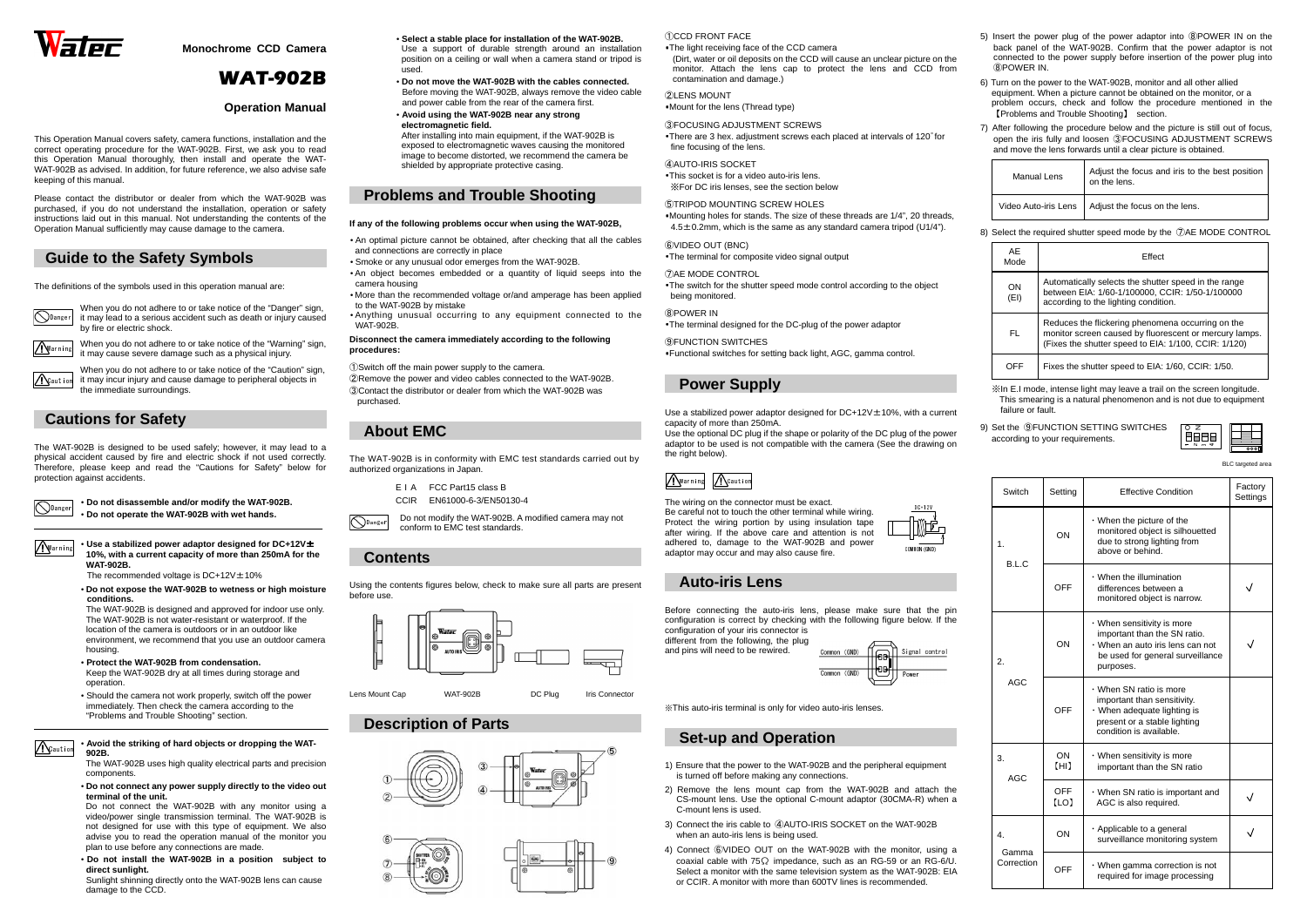# WAT-902B

**Monochrome CCD Camera**

### Operation Manual

This Operation Manual covers safety, camera functions, installation and the correct operating procedure for the WAT-902B. First, we ask you to read this Operation Manual thoroughly, then install and operate the WAT-WAT-902B as advised. In addition, for future reference, we also advise safe keeping of this manual.

Please contact the distributor or dealer from which the WAT-902B was purchased, if you do not understand the installation, operation or safety instructions laid out in this manual. Not understanding the contents of the Operation Manual sufficiently may cause damage to the camera.

## Guide to the Safety Symbols

The definitions of the symbols used in this operation manual are:

Danger: When you do not adhere to or take notice of the "Danger" sign, it may lead to a serious accident such as death or injury caused by fire or electric shock.

Warning: When you do not adhere to or take notice of the "Warning" sign, it may cause severe damage such as a physical injury.

Caution: When you do not adhere to or take notice of the "Caution" sign, it may incur injury and cause damage to peripheral objects in the immediate surroundings.

## Cautions for Safety

The WAT-902B is designed to be used safely; however, it may lead to a physical accident caused by fire and electric shock if not used correctly. Therefore, please keep and read the "Cautions for Safety" below for protection against accidents.

Danger

- **Do not disassemble and/or modify the WAT-902B.**
- **Do not operate the WAT-902B with wet hands.**

Warning

- **Use a stabilized power adaptor designed for DC+12V± 10%, with a current capacity of more than 250mA for the WAT-902B.**
  The recommended voltage is DC+12V±10%
- **Do not expose the WAT-902B to wetness or high moisture conditions.**
  The WAT-902B is designed and approved for indoor use only. The WAT-902B is not water-resistant or waterproof. If the location of the camera is outdoors or in an outdoor like environment, we recommend that you use an outdoor camera housing.
- **Protect the WAT-902B from condensation.**
  Keep the WAT-902B dry at all times during storage and operation.
- Should the camera not work properly, switch off the power immediately. Then check the camera according to the "Problems and Trouble Shooting" section.

Caution

- **Avoid the striking of hard objects or dropping the WAT-902B.**
  The WAT-902B uses high quality electrical parts and precision components.
- **Do not connect any power supply directly to the video out terminal of the unit.**
  Do not connect the WAT-902B with any monitor using a video/power single transmission terminal. The WAT-902B is not designed for use with this type of equipment. We also advise you to read the operation manual of the monitor you plan to use before any connections are made.
- **Do not install the WAT-902B in a position subject to direct sunlight.**
  Sunlight shinning directly onto the WAT-902B lens can cause damage to the CCD.
- **Select a stable place for installation of the WAT-902B.**
  Use a support of durable strength around an installation position on a ceiling or wall when a camera stand or tripod is used.
- **Do not move the WAT-902B with the cables connected.**
  Before moving the WAT-902B, always remove the video cable and power cable from the rear of the camera first.
- **Avoid using the WAT-902B near any strong electromagnetic field.**
  After installing into main equipment, if the WAT-902B is exposed to electromagnetic waves causing the monitored image to become distorted, we recommend the camera be shielded by appropriate protective casing.

## Problems and Trouble Shooting

**If any of the following problems occur when using the WAT-902B,**

- An optimal picture cannot be obtained, after checking that all the cables and connections are correctly in place
- Smoke or any unusual odor emerges from the WAT-902B.
- An object becomes embedded or a quantity of liquid seeps into the camera housing
- More than the recommended voltage or/and amperage has been applied to the WAT-902B by mistake
- Anything unusual occurring to any equipment connected to the WAT-902B.

**Disconnect the camera immediately according to the following procedures:**

①Switch off the main power supply to the camera.
②Remove the power and video cables connected to the WAT-902B.
③Contact the distributor or dealer from which the WAT-902B was purchased.

## About EMC

The WAT-902B is in conformity with EMC test standards carried out by authorized organizations in Japan.

EIA FCC Part15 class B
CCIR EN61000-6-3/EN50130-4

Danger: Do not modify the WAT-902B. A modified camera may not conform to EMC test standards.

## Contents

Using the contents figures below, check to make sure all parts are present before use.

Lens Mount Cap　WAT-902B　DC Plug　Iris Connector

## Description of Parts

①CCD FRONT FACE
•The light receiving face of the CCD camera
(Dirt, water or oil deposits on the CCD will cause an unclear picture on the monitor. Attach the lens cap to protect the lens and CCD from contamination and damage.)

②LENS MOUNT
•Mount for the lens (Thread type)

③FOCUSING ADJUSTMENT SCREWS
•There are 3 hex. adjustment screws each placed at intervals of 120˚for fine focusing of the lens.

④AUTO-IRIS SOCKET
•This socket is for a video auto-iris lens.
※For DC iris lenses, see the section below

⑤TRIPOD MOUNTING SCREW HOLES
•Mounting holes for stands. The size of these threads are 1/4", 20 threads, 4.5±0.2mm, which is the same as any standard camera tripod (U1/4").

⑥VIDEO OUT (BNC)
•The terminal for composite video signal output

⑦AE MODE CONTROL
•The switch for the shutter speed mode control according to the object being monitored.

⑧POWER IN
•The terminal designed for the DC-plug of the power adaptor

⑨FUNCTION SWITCHES
•Functional switches for setting back light, AGC, gamma control.

## Power Supply

Use a stabilized power adaptor designed for DC+12V±10%, with a current capacity of more than 250mA.
Use the optional DC plug if the shape or polarity of the DC plug of the power adaptor to be used is not compatible with the camera (See the drawing on the right below).

Warning / Caution

The wiring on the connector must be exact.
Be careful not to touch the other terminal while wiring. Protect the wiring portion by using insulation tape after wiring. If the above care and attention is not adhered to, damage to the WAT-902B and power adaptor may occur and may also cause fire.

DC+12V
COMMON (GND)

## Auto-iris Lens

Before connecting the auto-iris lens, please make sure that the pin configuration is correct by checking with the following figure below. If the configuration of your iris connector is different from the following, the plug and pins will need to be rewired.

Common (GND) — Signal control
Common (GND) — Power

※This auto-iris terminal is only for video auto-iris lenses.

## Set-up and Operation

1) Ensure that the power to the WAT-902B and the peripheral equipment is turned off before making any connections.
2) Remove the lens mount cap from the WAT-902B and attach the CS-mount lens. Use the optional C-mount adaptor (30CMA-R) when a C-mount lens is used.
3) Connect the iris cable to ④AUTO-IRIS SOCKET on the WAT-902B when an auto-iris lens is being used.
4) Connect ⑥VIDEO OUT on the WAT-902B with the monitor, using a coaxial cable with 75Ω impedance, such as an RG-59 or an RG-6/U. Select a monitor with the same television system as the WAT-902B: EIA or CCIR. A monitor with more than 600TV lines is recommended.
5) Insert the power plug of the power adaptor into ⑧POWER IN on the back panel of the WAT-902B. Confirm that the power adaptor is not connected to the power supply before insertion of the power plug into ⑧POWER IN.
6) Turn on the power to the WAT-902B, monitor and all other allied equipment. When a picture cannot be obtained on the monitor, or a problem occurs, check and follow the procedure mentioned in the 【Problems and Trouble Shooting】 section.
7) After following the procedure below and the picture is still out of focus, open the iris fully and loosen ③FOCUSING ADJUSTMENT SCREWS and move the lens forwards until a clear picture is obtained.

| Manual Lens | Adjust the focus and iris to the best position on the lens. |
|---|---|
| Video Auto-iris Lens | Adjust the focus on the lens. |

8) Select the required shutter speed mode by the ⑦AE MODE CONTROL

| AE Mode | Effect |
|---|---|
| ON (EI) | Automatically selects the shutter speed in the range between EIA: 1/60-1/100000, CCIR: 1/50-1/100000 according to the lighting condition. |
| FL | Reduces the flickering phenomena occurring on the monitor screen caused by fluorescent or mercury lamps. (Fixes the shutter speed to EIA: 1/100, CCIR: 1/120) |
| OFF | Fixes the shutter speed to EIA: 1/60, CCIR: 1/50. |

※In E.I mode, intense light may leave a trail on the screen longitude. This smearing is a natural phenomenon and is not due to equipment failure or fault.

9) Set the ⑨FUNCTION SETTING SWITCHES according to your requirements.

BLC targeted area

| Switch | Setting | Effective Condition | Factory Settings |
|---|---|---|---|
| 1. B.L.C | ON | ・When the picture of the monitored object is silhouetted due to strong lighting from above or behind. | |
| | OFF | ・When the illumination differences between a monitored object is narrow. | √ |
| 2. AGC | ON | ・When sensitivity is more important than the SN ratio. ・When an auto iris lens can not be used for general surveillance purposes. | √ |
| | OFF | ・When SN ratio is more important than sensitivity. ・When adequate lighting is present or a stable lighting condition is available. | |
| 3. AGC | ON 【HI】 | ・When sensitivity is more important than the SN ratio | |
| | OFF 【LO】 | ・When SN ratio is important and AGC is also required. | √ |
| 4. Gamma Correction | ON | ・Applicable to a general surveillance monitoring system | √ |
| | OFF | ・When gamma correction is not required for image processing | |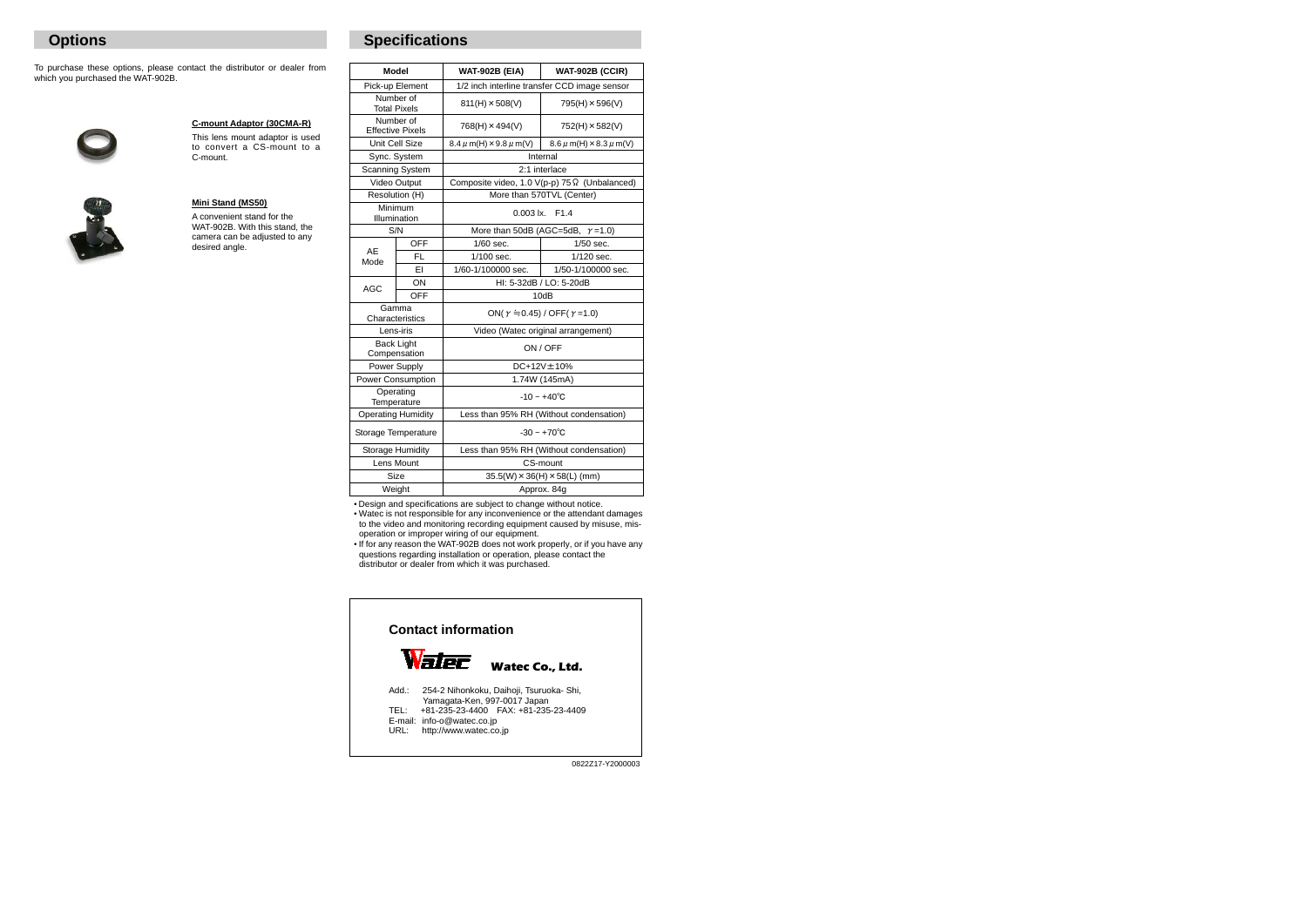## Options

To purchase these options, please contact the distributor or dealer from which you purchased the WAT-902B.

**C-mount Adaptor (30CMA-R)**

This lens mount adaptor is used to convert a CS-mount to a C-mount.

**Mini Stand (MS50)**

A convenient stand for the WAT-902B. With this stand, the camera can be adjusted to any desired angle.

## Specifications

| Model | | WAT-902B (EIA) | WAT-902B (CCIR) |
|---|---|---|---|
| Pick-up Element | | 1/2 inch interline transfer CCD image sensor | |
| Number of Total Pixels | | 811(H)×508(V) | 795(H)×596(V) |
| Number of Effective Pixels | | 768(H)×494(V) | 752(H)×582(V) |
| Unit Cell Size | | 8.4 μm(H)×9.8 μm(V) | 8.6 μm(H)×8.3 μm(V) |
| Sync. System | | Internal | |
| Scanning System | | 2:1 interlace | |
| Video Output | | Composite video, 1.0 V(p-p) 75Ω (Unbalanced) | |
| Resolution (H) | | More than 570TVL (Center) | |
| Minimum Illumination | | 0.003 lx. F1.4 | |
| S/N | | More than 50dB (AGC=5dB, γ=1.0) | |
| AE Mode | OFF | 1/60 sec. | 1/50 sec. |
| | FL | 1/100 sec. | 1/120 sec. |
| | EI | 1/60-1/100000 sec. | 1/50-1/100000 sec. |
| AGC | ON | HI: 5-32dB / LO: 5-20dB | |
| | OFF | 10dB | |
| Gamma Characteristics | | ON(γ≒0.45) / OFF(γ=1.0) | |
| Lens-iris | | Video (Watec original arrangement) | |
| Back Light Compensation | | ON / OFF | |
| Power Supply | | DC+12V±10% | |
| Power Consumption | | 1.74W (145mA) | |
| Operating Temperature | | -10－+40℃ | |
| Operating Humidity | | Less than 95% RH (Without condensation) | |
| Storage Temperature | | -30－+70℃ | |
| Storage Humidity | | Less than 95% RH (Without condensation) | |
| Lens Mount | | CS-mount | |
| Size | | 35.5(W)×36(H)×58(L) (mm) | |
| Weight | | Approx. 84g | |

- Design and specifications are subject to change without notice.
- Watec is not responsible for any inconvenience or the attendant damages to the video and monitoring recording equipment caused by misuse, mis-operation or improper wiring of our equipment.
- If for any reason the WAT-902B does not work properly, or if you have any questions regarding installation or operation, please contact the distributor or dealer from which it was purchased.

### Contact information

Watec Co., Ltd.

Add.: 254-2 Nihonkoku, Daihoji, Tsuruoka- Shi, Yamagata-Ken, 997-0017 Japan
TEL: +81-235-23-4400 FAX: +81-235-23-4409
E-mail: info-o@watec.co.jp
URL: http://www.watec.co.jp

0822Z17-Y2000003